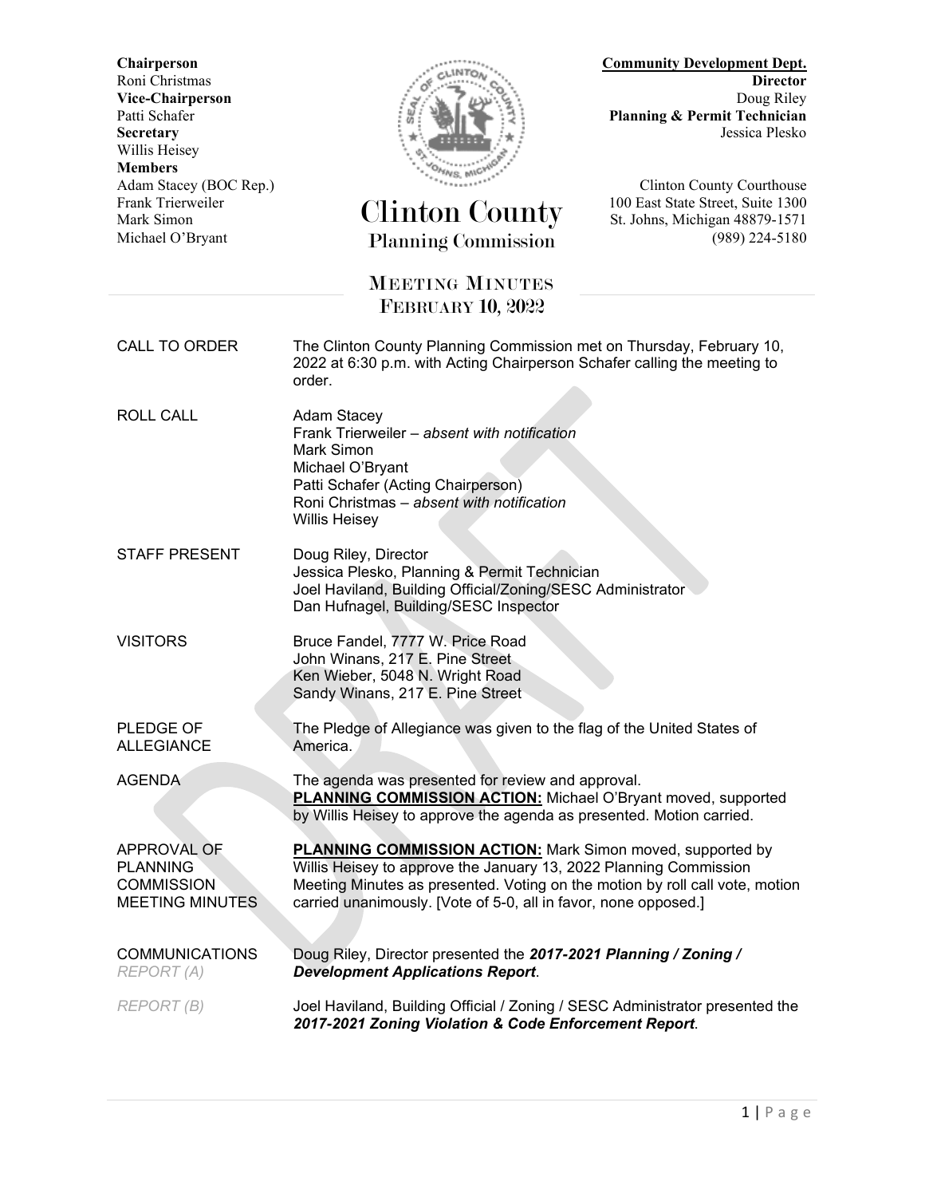**Chairperson**
Roni Christmas
**Vice-Chairperson**
Patti Schafer
**Secretary**
Willis Heisey
**Members**
Adam Stacey (BOC Rep.)
Frank Trierweiler
Mark Simon
Michael O'Bryant

# Clinton County
## Planning Commission

**Community Development Dept.**
**Director**
Doug Riley
**Planning & Permit Technician**
Jessica Plesko

Clinton County Courthouse
100 East State Street, Suite 1300
St. Johns, Michigan 48879-1571
(989) 224-5180

## MEETING MINUTES
## FEBRUARY 10, 2022

**CALL TO ORDER**

The Clinton County Planning Commission met on Thursday, February 10, 2022 at 6:30 p.m. with Acting Chairperson Schafer calling the meeting to order.

**ROLL CALL**

Adam Stacey
Frank Trierweiler – *absent with notification*
Mark Simon
Michael O'Bryant
Patti Schafer (Acting Chairperson)
Roni Christmas – *absent with notification*
Willis Heisey

**STAFF PRESENT**

Doug Riley, Director
Jessica Plesko, Planning & Permit Technician
Joel Haviland, Building Official/Zoning/SESC Administrator
Dan Hufnagel, Building/SESC Inspector

**VISITORS**

Bruce Fandel, 7777 W. Price Road
John Winans, 217 E. Pine Street
Ken Wieber, 5048 N. Wright Road
Sandy Winans, 217 E. Pine Street

**PLEDGE OF ALLEGIANCE**

The Pledge of Allegiance was given to the flag of the United States of America.

**AGENDA**

The agenda was presented for review and approval.
**PLANNING COMMISSION ACTION:** Michael O'Bryant moved, supported by Willis Heisey to approve the agenda as presented. Motion carried.

**APPROVAL OF PLANNING COMMISSION MEETING MINUTES**

**PLANNING COMMISSION ACTION:** Mark Simon moved, supported by Willis Heisey to approve the January 13, 2022 Planning Commission Meeting Minutes as presented. Voting on the motion by roll call vote, motion carried unanimously. [Vote of 5-0, all in favor, none opposed.]

**COMMUNICATIONS**

*REPORT (A)*

Doug Riley, Director presented the ***2017-2021 Planning / Zoning / Development Applications Report***.

*REPORT (B)*

Joel Haviland, Building Official / Zoning / SESC Administrator presented the ***2017-2021 Zoning Violation & Code Enforcement Report***.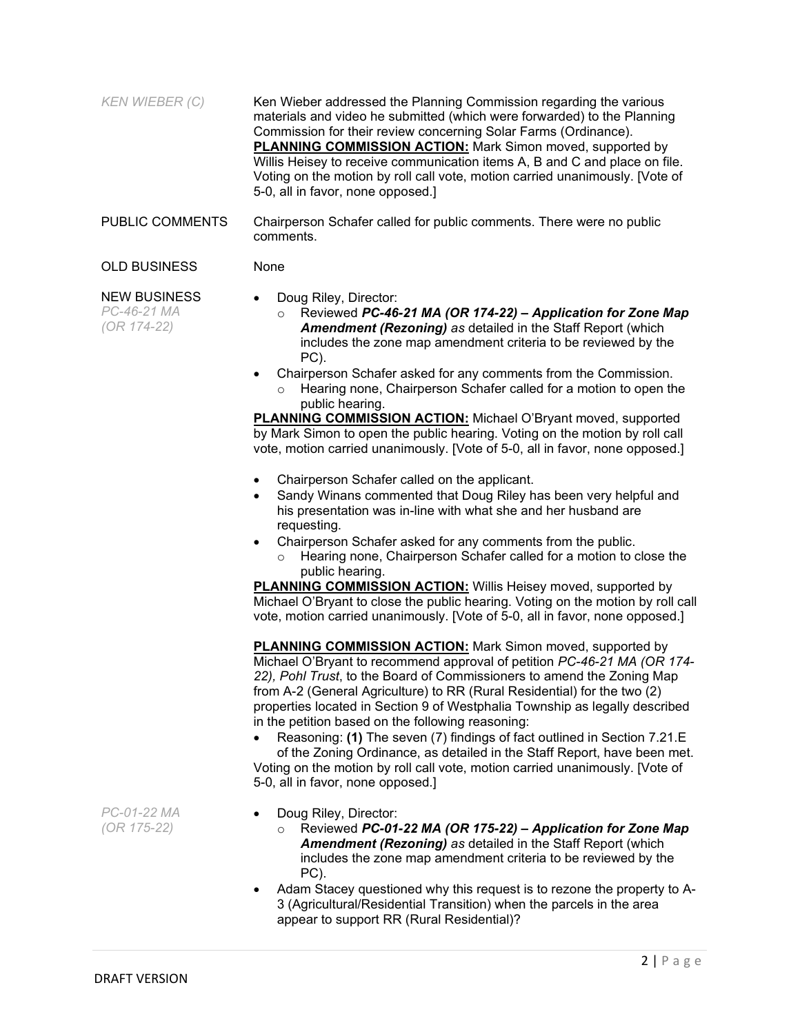*KEN WIEBER (C)*

Ken Wieber addressed the Planning Commission regarding the various materials and video he submitted (which were forwarded) to the Planning Commission for their review concerning Solar Farms (Ordinance).
**PLANNING COMMISSION ACTION:** Mark Simon moved, supported by Willis Heisey to receive communication items A, B and C and place on file. Voting on the motion by roll call vote, motion carried unanimously. [Vote of 5-0, all in favor, none opposed.]

PUBLIC COMMENTS

Chairperson Schafer called for public comments. There were no public comments.

OLD BUSINESS

None

NEW BUSINESS
*PC-46-21 MA (OR 174-22)*

- Doug Riley, Director:
  - Reviewed ***PC-46-21 MA (OR 174-22) – Application for Zone Map Amendment (Rezoning)*** *as* detailed in the Staff Report (which includes the zone map amendment criteria to be reviewed by the PC).
- Chairperson Schafer asked for any comments from the Commission.
  - Hearing none, Chairperson Schafer called for a motion to open the public hearing.

**PLANNING COMMISSION ACTION:** Michael O'Bryant moved, supported by Mark Simon to open the public hearing. Voting on the motion by roll call vote, motion carried unanimously. [Vote of 5-0, all in favor, none opposed.]

- Chairperson Schafer called on the applicant.
- Sandy Winans commented that Doug Riley has been very helpful and his presentation was in-line with what she and her husband are requesting.
- Chairperson Schafer asked for any comments from the public.
  - Hearing none, Chairperson Schafer called for a motion to close the public hearing.

**PLANNING COMMISSION ACTION:** Willis Heisey moved, supported by Michael O'Bryant to close the public hearing. Voting on the motion by roll call vote, motion carried unanimously. [Vote of 5-0, all in favor, none opposed.]

**PLANNING COMMISSION ACTION:** Mark Simon moved, supported by Michael O'Bryant to recommend approval of petition *PC-46-21 MA (OR 174-22), Pohl Trust*, to the Board of Commissioners to amend the Zoning Map from A-2 (General Agriculture) to RR (Rural Residential) for the two (2) properties located in Section 9 of Westphalia Township as legally described in the petition based on the following reasoning:

- Reasoning: **(1)** The seven (7) findings of fact outlined in Section 7.21.E of the Zoning Ordinance, as detailed in the Staff Report, have been met.

Voting on the motion by roll call vote, motion carried unanimously. [Vote of 5-0, all in favor, none opposed.]

*PC-01-22 MA (OR 175-22)*

- Doug Riley, Director:
  - Reviewed ***PC-01-22 MA (OR 175-22) – Application for Zone Map Amendment (Rezoning)*** *as* detailed in the Staff Report (which includes the zone map amendment criteria to be reviewed by the PC).
- Adam Stacey questioned why this request is to rezone the property to A-3 (Agricultural/Residential Transition) when the parcels in the area appear to support RR (Rural Residential)?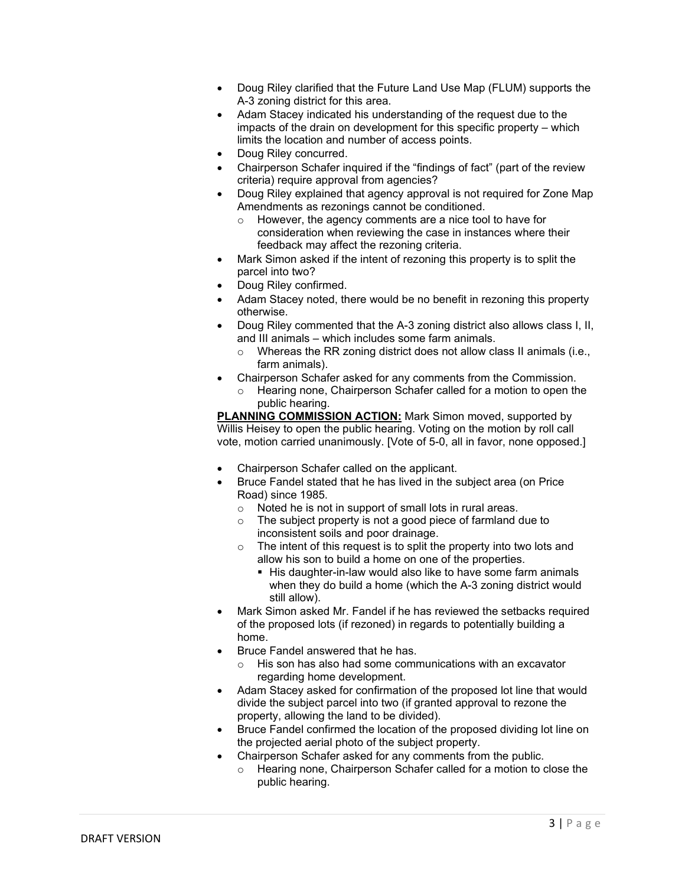- Doug Riley clarified that the Future Land Use Map (FLUM) supports the A-3 zoning district for this area.
- Adam Stacey indicated his understanding of the request due to the impacts of the drain on development for this specific property – which limits the location and number of access points.
- Doug Riley concurred.
- Chairperson Schafer inquired if the "findings of fact" (part of the review criteria) require approval from agencies?
- Doug Riley explained that agency approval is not required for Zone Map Amendments as rezonings cannot be conditioned.
    - However, the agency comments are a nice tool to have for consideration when reviewing the case in instances where their feedback may affect the rezoning criteria.
- Mark Simon asked if the intent of rezoning this property is to split the parcel into two?
- Doug Riley confirmed.
- Adam Stacey noted, there would be no benefit in rezoning this property otherwise.
- Doug Riley commented that the A-3 zoning district also allows class I, II, and III animals – which includes some farm animals.
    - Whereas the RR zoning district does not allow class II animals (i.e., farm animals).
- Chairperson Schafer asked for any comments from the Commission.
    - Hearing none, Chairperson Schafer called for a motion to open the public hearing.

**PLANNING COMMISSION ACTION:** Mark Simon moved, supported by Willis Heisey to open the public hearing. Voting on the motion by roll call vote, motion carried unanimously. [Vote of 5-0, all in favor, none opposed.]

- Chairperson Schafer called on the applicant.
- Bruce Fandel stated that he has lived in the subject area (on Price Road) since 1985.
    - Noted he is not in support of small lots in rural areas.
    - The subject property is not a good piece of farmland due to inconsistent soils and poor drainage.
    - The intent of this request is to split the property into two lots and allow his son to build a home on one of the properties.
        - His daughter-in-law would also like to have some farm animals when they do build a home (which the A-3 zoning district would still allow).
- Mark Simon asked Mr. Fandel if he has reviewed the setbacks required of the proposed lots (if rezoned) in regards to potentially building a home.
- Bruce Fandel answered that he has.
    - His son has also had some communications with an excavator regarding home development.
- Adam Stacey asked for confirmation of the proposed lot line that would divide the subject parcel into two (if granted approval to rezone the property, allowing the land to be divided).
- Bruce Fandel confirmed the location of the proposed dividing lot line on the projected aerial photo of the subject property.
- Chairperson Schafer asked for any comments from the public.
    - Hearing none, Chairperson Schafer called for a motion to close the public hearing.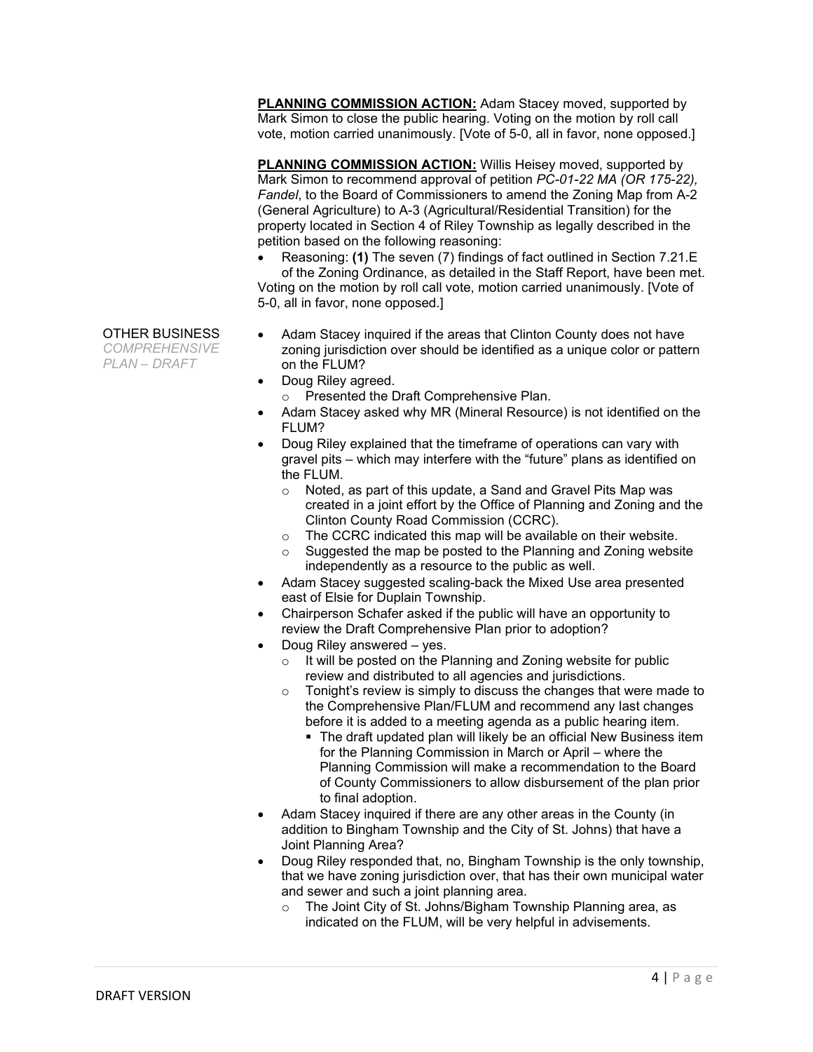**PLANNING COMMISSION ACTION:** Adam Stacey moved, supported by Mark Simon to close the public hearing. Voting on the motion by roll call vote, motion carried unanimously. [Vote of 5-0, all in favor, none opposed.]

**PLANNING COMMISSION ACTION:** Willis Heisey moved, supported by Mark Simon to recommend approval of petition *PC-01-22 MA (OR 175-22), Fandel*, to the Board of Commissioners to amend the Zoning Map from A-2 (General Agriculture) to A-3 (Agricultural/Residential Transition) for the property located in Section 4 of Riley Township as legally described in the petition based on the following reasoning:

- Reasoning: **(1)** The seven (7) findings of fact outlined in Section 7.21.E of the Zoning Ordinance, as detailed in the Staff Report, have been met.

Voting on the motion by roll call vote, motion carried unanimously. [Vote of 5-0, all in favor, none opposed.]

OTHER BUSINESS
*COMPREHENSIVE PLAN – DRAFT*

- Adam Stacey inquired if the areas that Clinton County does not have zoning jurisdiction over should be identified as a unique color or pattern on the FLUM?
- Doug Riley agreed.
  - Presented the Draft Comprehensive Plan.
- Adam Stacey asked why MR (Mineral Resource) is not identified on the FLUM?
- Doug Riley explained that the timeframe of operations can vary with gravel pits – which may interfere with the "future" plans as identified on the FLUM.
  - Noted, as part of this update, a Sand and Gravel Pits Map was created in a joint effort by the Office of Planning and Zoning and the Clinton County Road Commission (CCRC).
  - The CCRC indicated this map will be available on their website.
  - Suggested the map be posted to the Planning and Zoning website independently as a resource to the public as well.
- Adam Stacey suggested scaling-back the Mixed Use area presented east of Elsie for Duplain Township.
- Chairperson Schafer asked if the public will have an opportunity to review the Draft Comprehensive Plan prior to adoption?
- Doug Riley answered – yes.
  - It will be posted on the Planning and Zoning website for public review and distributed to all agencies and jurisdictions.
  - Tonight's review is simply to discuss the changes that were made to the Comprehensive Plan/FLUM and recommend any last changes before it is added to a meeting agenda as a public hearing item.
    - The draft updated plan will likely be an official New Business item for the Planning Commission in March or April – where the Planning Commission will make a recommendation to the Board of County Commissioners to allow disbursement of the plan prior to final adoption.
- Adam Stacey inquired if there are any other areas in the County (in addition to Bingham Township and the City of St. Johns) that have a Joint Planning Area?
- Doug Riley responded that, no, Bingham Township is the only township, that we have zoning jurisdiction over, that has their own municipal water and sewer and such a joint planning area.
  - The Joint City of St. Johns/Bigham Township Planning area, as indicated on the FLUM, will be very helpful in advisements.

DRAFT VERSION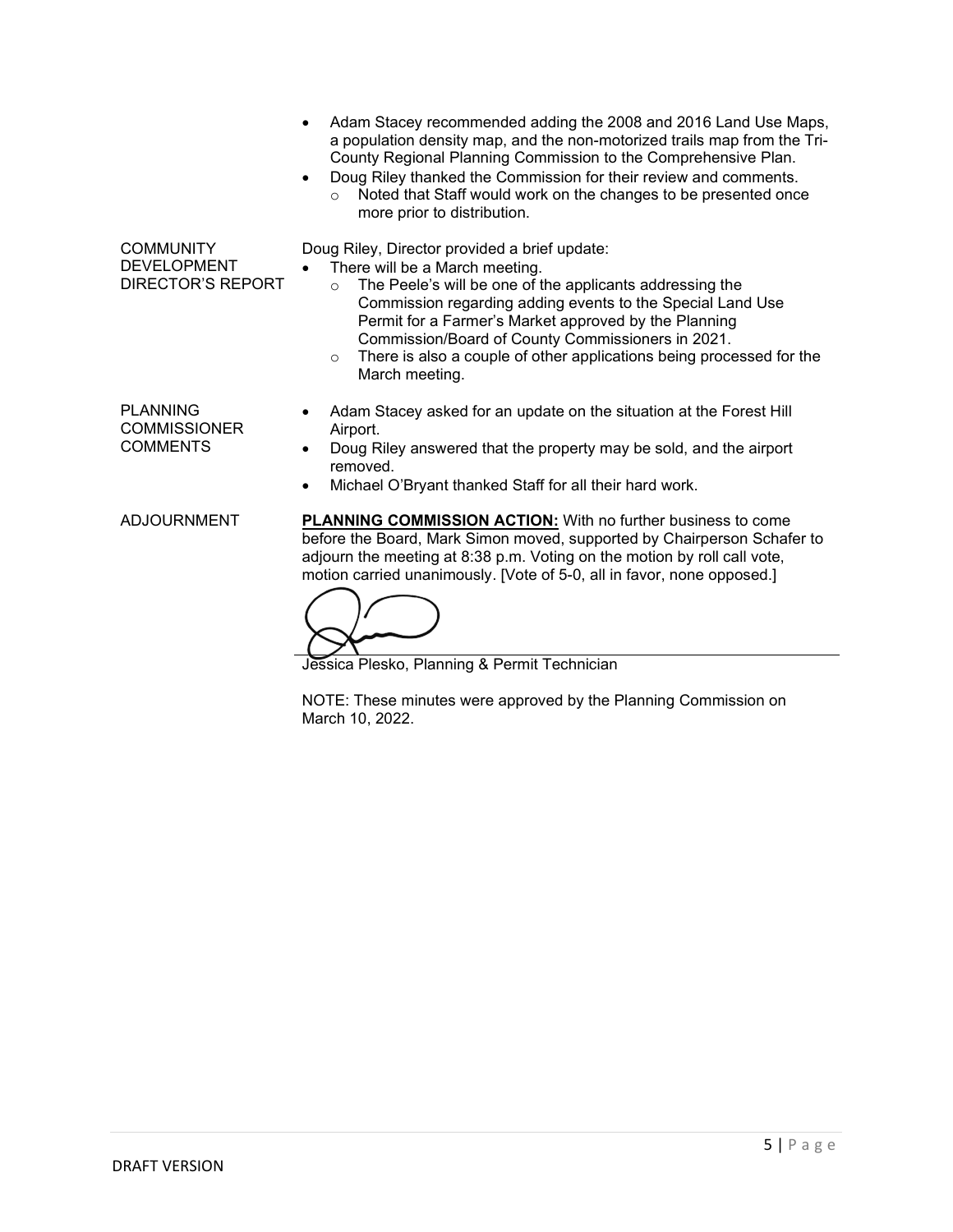- Adam Stacey recommended adding the 2008 and 2016 Land Use Maps, a population density map, and the non-motorized trails map from the Tri-County Regional Planning Commission to the Comprehensive Plan.
- Doug Riley thanked the Commission for their review and comments.
  - Noted that Staff would work on the changes to be presented once more prior to distribution.

**COMMUNITY DEVELOPMENT DIRECTOR'S REPORT**

Doug Riley, Director provided a brief update:

- There will be a March meeting.
  - The Peele's will be one of the applicants addressing the Commission regarding adding events to the Special Land Use Permit for a Farmer's Market approved by the Planning Commission/Board of County Commissioners in 2021.
  - There is also a couple of other applications being processed for the March meeting.

**PLANNING COMMISSIONER COMMENTS**

- Adam Stacey asked for an update on the situation at the Forest Hill Airport.
- Doug Riley answered that the property may be sold, and the airport removed.
- Michael O'Bryant thanked Staff for all their hard work.

**ADJOURNMENT**

**PLANNING COMMISSION ACTION:** With no further business to come before the Board, Mark Simon moved, supported by Chairperson Schafer to adjourn the meeting at 8:38 p.m. Voting on the motion by roll call vote, motion carried unanimously. [Vote of 5-0, all in favor, none opposed.]

Jessica Plesko, Planning & Permit Technician

NOTE: These minutes were approved by the Planning Commission on March 10, 2022.

DRAFT VERSION